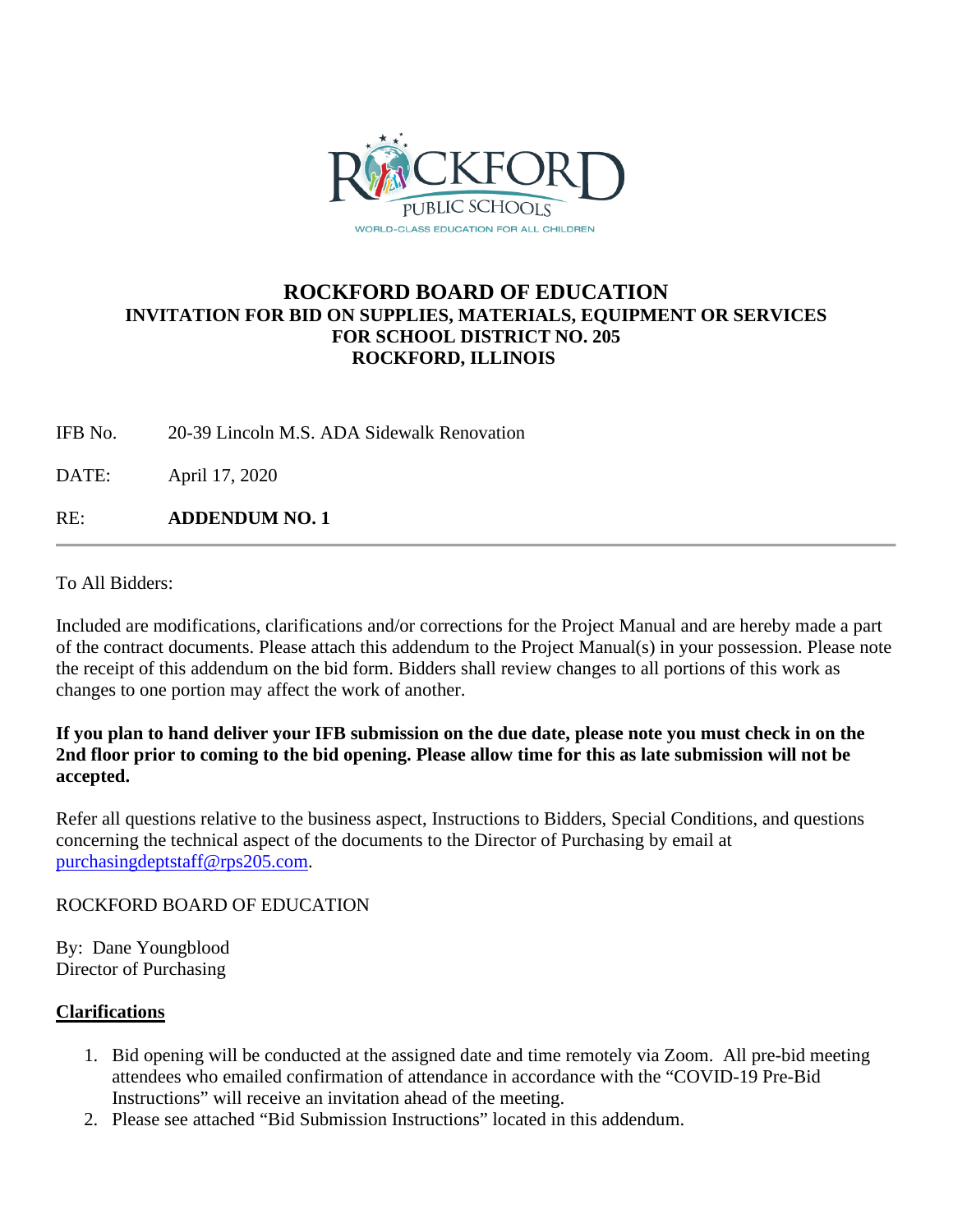ROCKFORD PUBLIC SCHOOLS

WORLD-CLASS EDUCATION FOR ALL CHILDREN

# ROCKFORD BOARD OF EDUCATION

## INVITATION FOR BID ON SUPPLIES, MATERIALS, EQUIPMENT OR SERVICES FOR SCHOOL DISTRICT NO. 205 ROCKFORD, ILLINOIS

IFB No. 20-39 Lincoln M.S. ADA Sidewalk Renovation

DATE: April 17, 2020

RE: **ADDENDUM NO. 1**

---

To All Bidders:

Included are modifications, clarifications and/or corrections for the Project Manual and are hereby made a part of the contract documents. Please attach this addendum to the Project Manual(s) in your possession. Please note the receipt of this addendum on the bid form. Bidders shall review changes to all portions of this work as changes to one portion may affect the work of another.

**If you plan to hand deliver your IFB submission on the due date, please note you must check in on the 2nd floor prior to coming to the bid opening. Please allow time for this as late submission will not be accepted.**

Refer all questions relative to the business aspect, Instructions to Bidders, Special Conditions, and questions concerning the technical aspect of the documents to the Director of Purchasing by email at purchasingdeptstaff@rps205.com.

ROCKFORD BOARD OF EDUCATION

By: Dane Youngblood
Director of Purchasing

**Clarifications**

1. Bid opening will be conducted at the assigned date and time remotely via Zoom. All pre-bid meeting attendees who emailed confirmation of attendance in accordance with the "COVID-19 Pre-Bid Instructions" will receive an invitation ahead of the meeting.
2. Please see attached "Bid Submission Instructions" located in this addendum.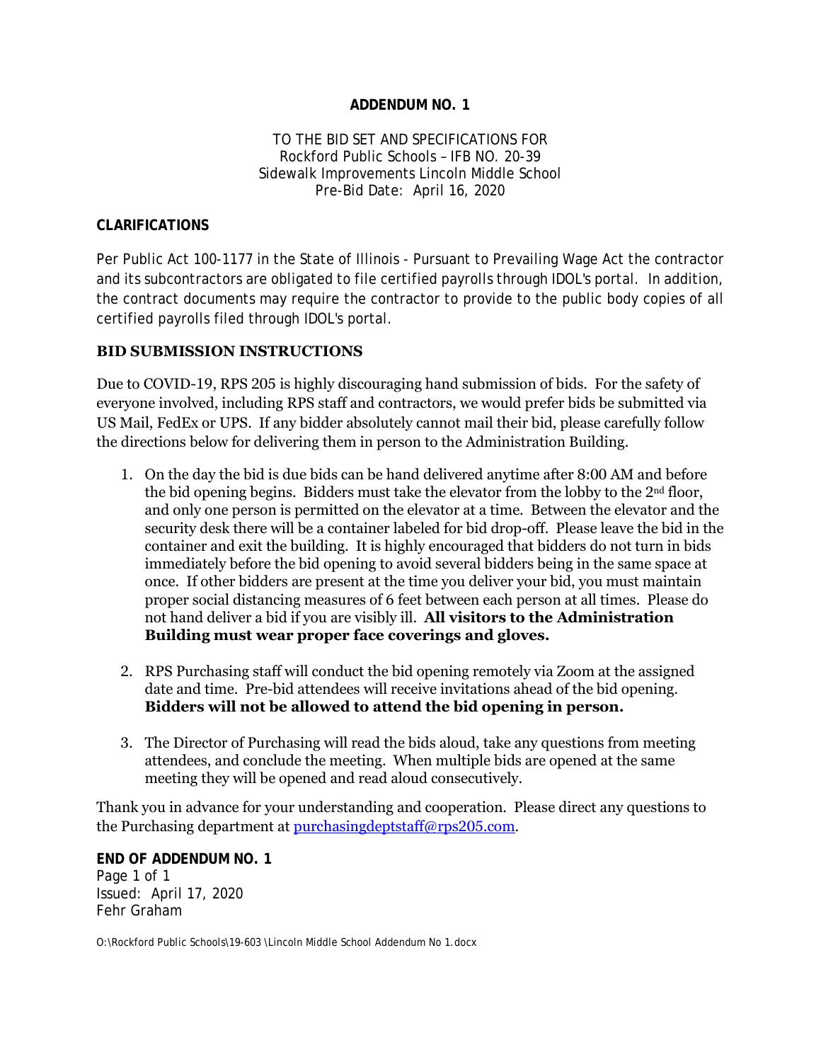**ADDENDUM NO. 1**

TO THE BID SET AND SPECIFICATIONS FOR
Rockford Public Schools – IFB NO. 20-39
Sidewalk Improvements Lincoln Middle School
Pre-Bid Date: April 16, 2020

**CLARIFICATIONS**

Per Public Act 100-1177 in the State of Illinois - Pursuant to Prevailing Wage Act the contractor and its subcontractors are obligated to file certified payrolls through IDOL's portal. In addition, the contract documents may require the contractor to provide to the public body copies of all certified payrolls filed through IDOL's portal.

**BID SUBMISSION INSTRUCTIONS**

Due to COVID-19, RPS 205 is highly discouraging hand submission of bids. For the safety of everyone involved, including RPS staff and contractors, we would prefer bids be submitted via US Mail, FedEx or UPS. If any bidder absolutely cannot mail their bid, please carefully follow the directions below for delivering them in person to the Administration Building.

1. On the day the bid is due bids can be hand delivered anytime after 8:00 AM and before the bid opening begins. Bidders must take the elevator from the lobby to the 2nd floor, and only one person is permitted on the elevator at a time. Between the elevator and the security desk there will be a container labeled for bid drop-off. Please leave the bid in the container and exit the building. It is highly encouraged that bidders do not turn in bids immediately before the bid opening to avoid several bidders being in the same space at once. If other bidders are present at the time you deliver your bid, you must maintain proper social distancing measures of 6 feet between each person at all times. Please do not hand deliver a bid if you are visibly ill. **All visitors to the Administration Building must wear proper face coverings and gloves.**

2. RPS Purchasing staff will conduct the bid opening remotely via Zoom at the assigned date and time. Pre-bid attendees will receive invitations ahead of the bid opening. **Bidders will not be allowed to attend the bid opening in person.**

3. The Director of Purchasing will read the bids aloud, take any questions from meeting attendees, and conclude the meeting. When multiple bids are opened at the same meeting they will be opened and read aloud consecutively.

Thank you in advance for your understanding and cooperation. Please direct any questions to the Purchasing department at purchasingdeptstaff@rps205.com.

**END OF ADDENDUM NO. 1**
Issued: April 17, 2020
Fehr Graham

O:\Rockford Public Schools\19-603 \Lincoln Middle School Addendum No 1.docx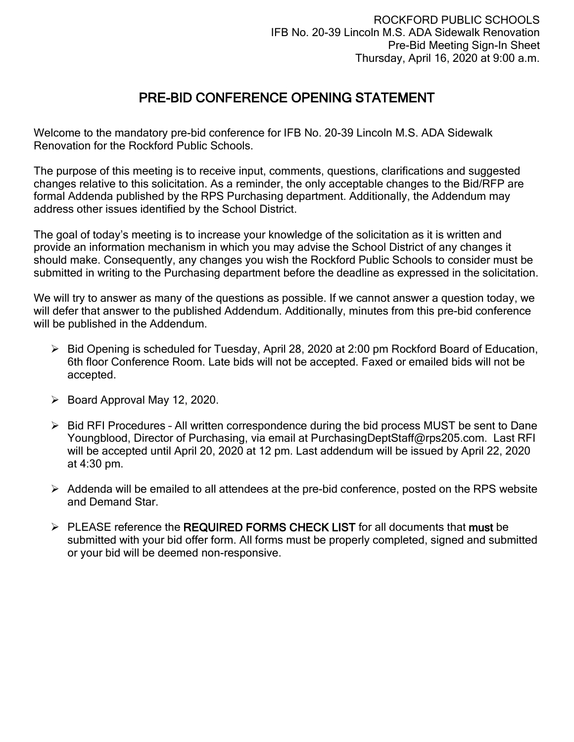ROCKFORD PUBLIC SCHOOLS
IFB No. 20-39 Lincoln M.S. ADA Sidewalk Renovation
Pre-Bid Meeting Sign-In Sheet
Thursday, April 16, 2020 at 9:00 a.m.

# PRE-BID CONFERENCE OPENING STATEMENT

Welcome to the mandatory pre-bid conference for IFB No. 20-39 Lincoln M.S. ADA Sidewalk Renovation for the Rockford Public Schools.

The purpose of this meeting is to receive input, comments, questions, clarifications and suggested changes relative to this solicitation. As a reminder, the only acceptable changes to the Bid/RFP are formal Addenda published by the RPS Purchasing department. Additionally, the Addendum may address other issues identified by the School District.

The goal of today's meeting is to increase your knowledge of the solicitation as it is written and provide an information mechanism in which you may advise the School District of any changes it should make. Consequently, any changes you wish the Rockford Public Schools to consider must be submitted in writing to the Purchasing department before the deadline as expressed in the solicitation.

We will try to answer as many of the questions as possible. If we cannot answer a question today, we will defer that answer to the published Addendum. Additionally, minutes from this pre-bid conference will be published in the Addendum.

- Bid Opening is scheduled for Tuesday, April 28, 2020 at 2:00 pm Rockford Board of Education, 6th floor Conference Room. Late bids will not be accepted. Faxed or emailed bids will not be accepted.
- Board Approval May 12, 2020.
- Bid RFI Procedures – All written correspondence during the bid process MUST be sent to Dane Youngblood, Director of Purchasing, via email at PurchasingDeptStaff@rps205.com. Last RFI will be accepted until April 20, 2020 at 12 pm. Last addendum will be issued by April 22, 2020 at 4:30 pm.
- Addenda will be emailed to all attendees at the pre-bid conference, posted on the RPS website and Demand Star.
- PLEASE reference the **REQUIRED FORMS CHECK LIST** for all documents that **must** be submitted with your bid offer form. All forms must be properly completed, signed and submitted or your bid will be deemed non-responsive.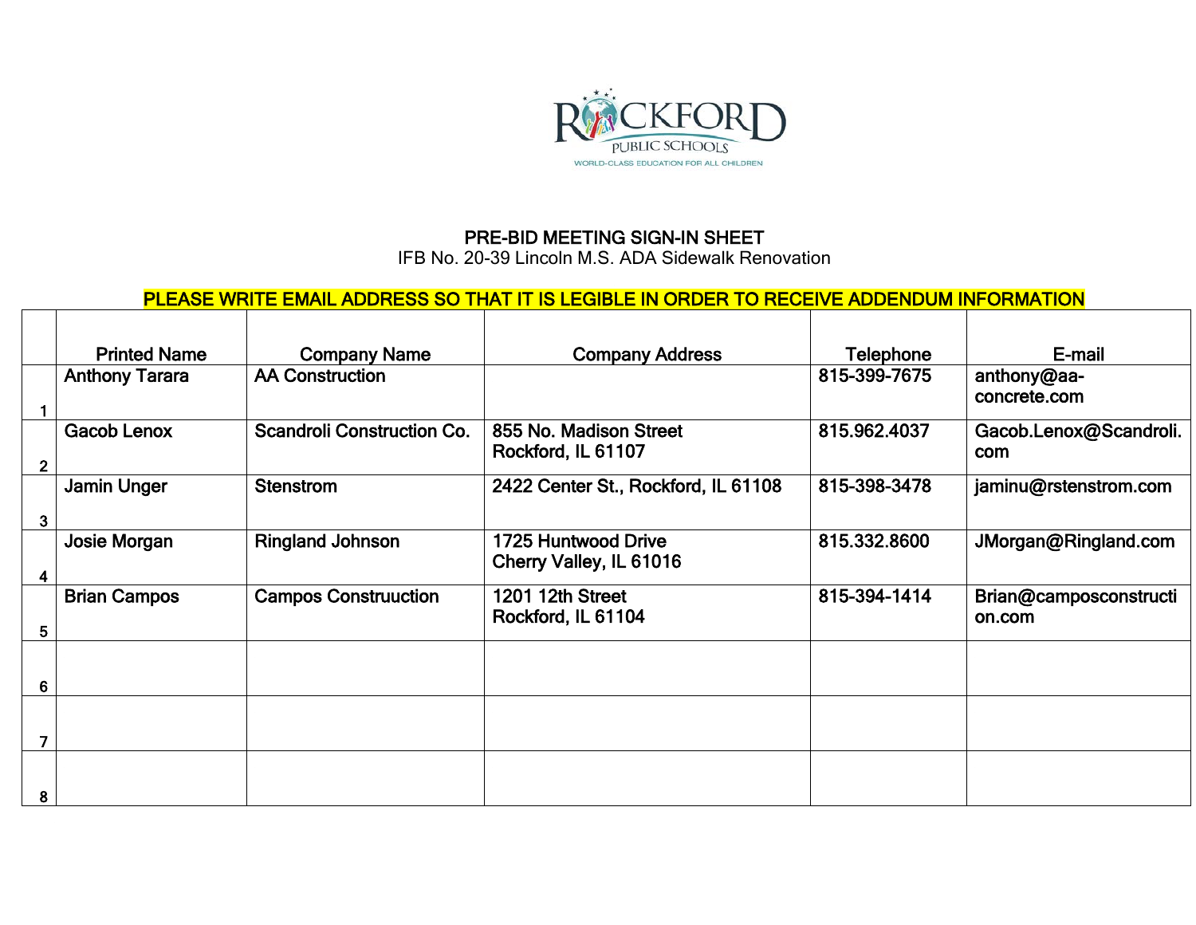## PRE-BID MEETING SIGN-IN SHEET

IFB No. 20-39 Lincoln M.S. ADA Sidewalk Renovation

**PLEASE WRITE EMAIL ADDRESS SO THAT IT IS LEGIBLE IN ORDER TO RECEIVE ADDENDUM INFORMATION**

| | Printed Name | Company Name | Company Address | Telephone | E-mail |
|---|---|---|---|---|---|
| 1 | Anthony Tarara | AA Construction | | 815-399-7675 | anthony@aa-concrete.com |
| 2 | Gacob Lenox | Scandroli Construction Co. | 855 No. Madison Street Rockford, IL 61107 | 815.962.4037 | Gacob.Lenox@Scandroli.com |
| 3 | Jamin Unger | Stenstrom | 2422 Center St., Rockford, IL 61108 | 815-398-3478 | jaminu@rstenstrom.com |
| 4 | Josie Morgan | Ringland Johnson | 1725 Huntwood Drive Cherry Valley, IL 61016 | 815.332.8600 | JMorgan@Ringland.com |
| 5 | Brian Campos | Campos Construuction | 1201 12th Street Rockford, IL 61104 | 815-394-1414 | Brian@camposconstruction.com |
| 6 | | | | | |
| 7 | | | | | |
| 8 | | | | | |